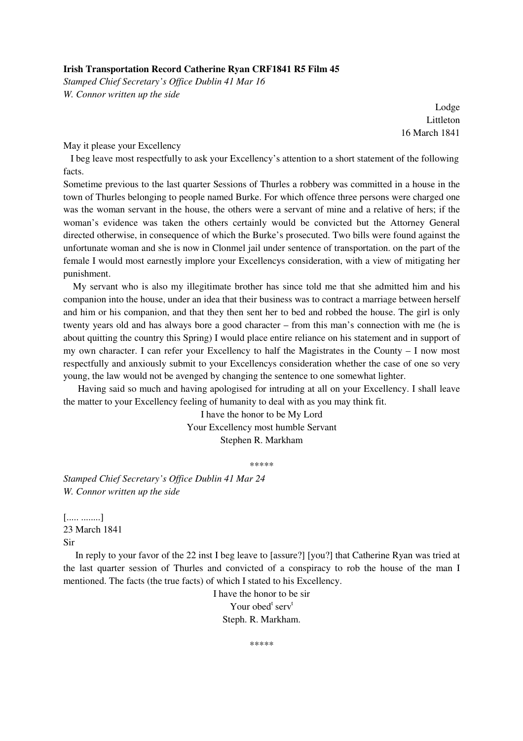**Irish Transportation Record Catherine Ryan CRF1841 R5 Film 45**

*Stamped Chief Secretary's Office Dublin 41 Mar 16*

*W. Connor written up the side*

Lodge
Littleton
16 March 1841

May it please your Excellency

I beg leave most respectfully to ask your Excellency's attention to a short statement of the following facts.

Sometime previous to the last quarter Sessions of Thurles a robbery was committed in a house in the town of Thurles belonging to people named Burke. For which offence three persons were charged one was the woman servant in the house, the others were a servant of mine and a relative of hers; if the woman's evidence was taken the others certainly would be convicted but the Attorney General directed otherwise, in consequence of which the Burke's prosecuted. Two bills were found against the unfortunate woman and she is now in Clonmel jail under sentence of transportation. on the part of the female I would most earnestly implore your Excellencys consideration, with a view of mitigating her punishment.

My servant who is also my illegitimate brother has since told me that she admitted him and his companion into the house, under an idea that their business was to contract a marriage between herself and him or his companion, and that they then sent her to bed and robbed the house. The girl is only twenty years old and has always bore a good character – from this man's connection with me (he is about quitting the country this Spring) I would place entire reliance on his statement and in support of my own character. I can refer your Excellency to half the Magistrates in the County – I now most respectfully and anxiously submit to your Excellencys consideration whether the case of one so very young, the law would not be avenged by changing the sentence to one somewhat lighter.

Having said so much and having apologised for intruding at all on your Excellency. I shall leave the matter to your Excellency feeling of humanity to deal with as you may think fit.

I have the honor to be My Lord
Your Excellency most humble Servant
Stephen R. Markham

\*\*\*\*\*

*Stamped Chief Secretary's Office Dublin 41 Mar 24*

*W. Connor written up the side*

[..... ........]
23 March 1841
Sir

In reply to your favor of the 22 inst I beg leave to [assure?] [you?] that Catherine Ryan was tried at the last quarter session of Thurles and convicted of a conspiracy to rob the house of the man I mentioned. The facts (the true facts) of which I stated to his Excellency.

I have the honor to be sir
Your obed[t] serv[t]
Steph. R. Markham.

\*\*\*\*\*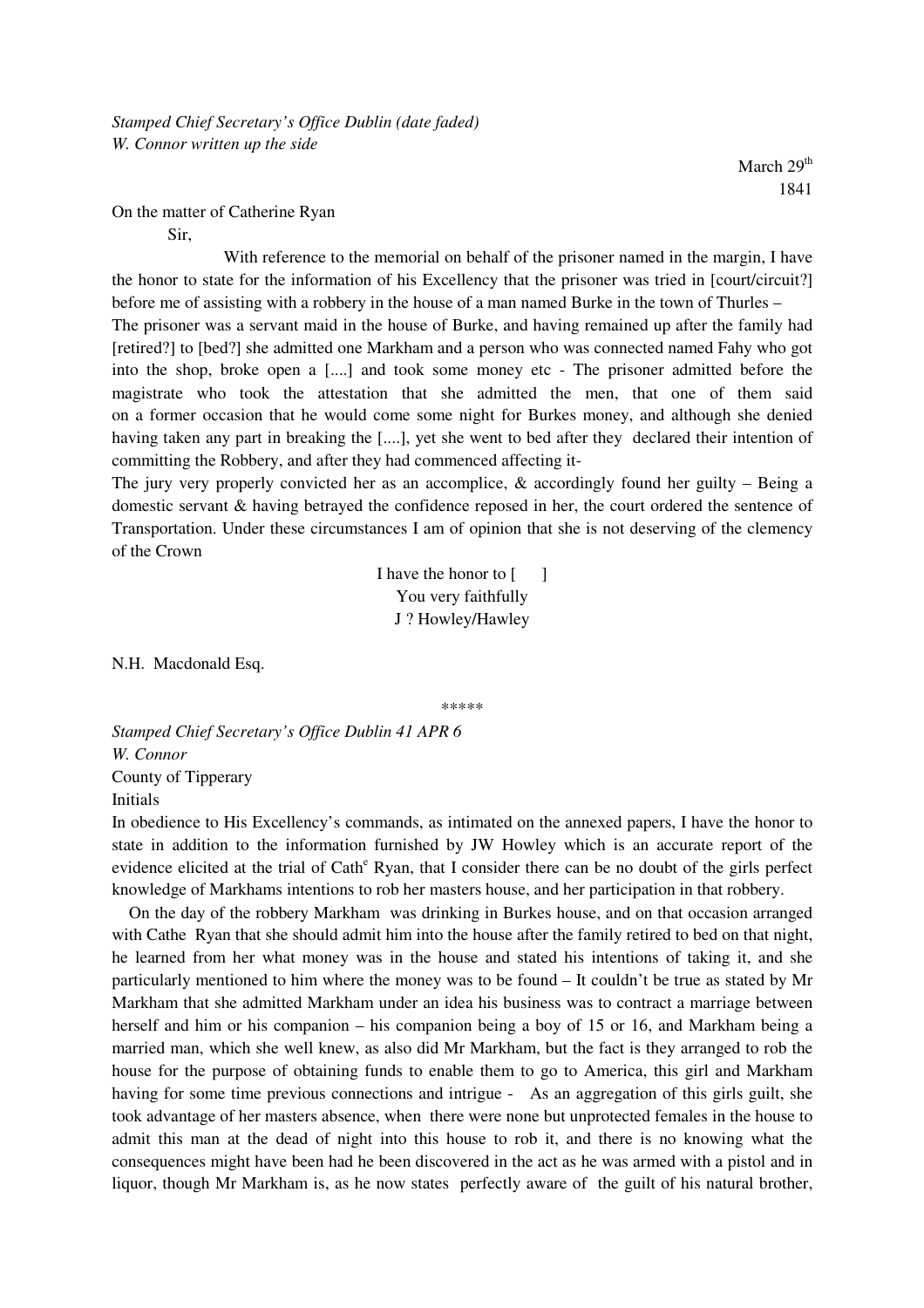*Stamped Chief Secretary's Office Dublin (date faded)*
*W. Connor written up the side*

March 29th
1841

On the matter of Catherine Ryan

Sir,

With reference to the memorial on behalf of the prisoner named in the margin, I have the honor to state for the information of his Excellency that the prisoner was tried in [court/circuit?] before me of assisting with a robbery in the house of a man named Burke in the town of Thurles –

The prisoner was a servant maid in the house of Burke, and having remained up after the family had [retired?] to [bed?] she admitted one Markham and a person who was connected named Fahy who got into the shop, broke open a [....] and took some money etc - The prisoner admitted before the magistrate who took the attestation that she admitted the men, that one of them said on a former occasion that he would come some night for Burkes money, and although she denied having taken any part in breaking the [....], yet she went to bed after they declared their intention of committing the Robbery, and after they had commenced affecting it-

The jury very properly convicted her as an accomplice, & accordingly found her guilty – Being a domestic servant & having betrayed the confidence reposed in her, the court ordered the sentence of Transportation. Under these circumstances I am of opinion that she is not deserving of the clemency of the Crown

I have the honor to [ ]
You very faithfully
J ? Howley/Hawley

N.H. Macdonald Esq.

\*\*\*\*\*

*Stamped Chief Secretary's Office Dublin 41 APR 6*
*W. Connor*
County of Tipperary
Initials

In obedience to His Excellency's commands, as intimated on the annexed papers, I have the honor to state in addition to the information furnished by JW Howley which is an accurate report of the evidence elicited at the trial of Cathe Ryan, that I consider there can be no doubt of the girls perfect knowledge of Markhams intentions to rob her masters house, and her participation in that robbery.

On the day of the robbery Markham was drinking in Burkes house, and on that occasion arranged with Cathe Ryan that she should admit him into the house after the family retired to bed on that night, he learned from her what money was in the house and stated his intentions of taking it, and she particularly mentioned to him where the money was to be found – It couldn't be true as stated by Mr Markham that she admitted Markham under an idea his business was to contract a marriage between herself and him or his companion – his companion being a boy of 15 or 16, and Markham being a married man, which she well knew, as also did Mr Markham, but the fact is they arranged to rob the house for the purpose of obtaining funds to enable them to go to America, this girl and Markham having for some time previous connections and intrigue - As an aggregation of this girls guilt, she took advantage of her masters absence, when there were none but unprotected females in the house to admit this man at the dead of night into this house to rob it, and there is no knowing what the consequences might have been had he been discovered in the act as he was armed with a pistol and in liquor, though Mr Markham is, as he now states perfectly aware of the guilt of his natural brother,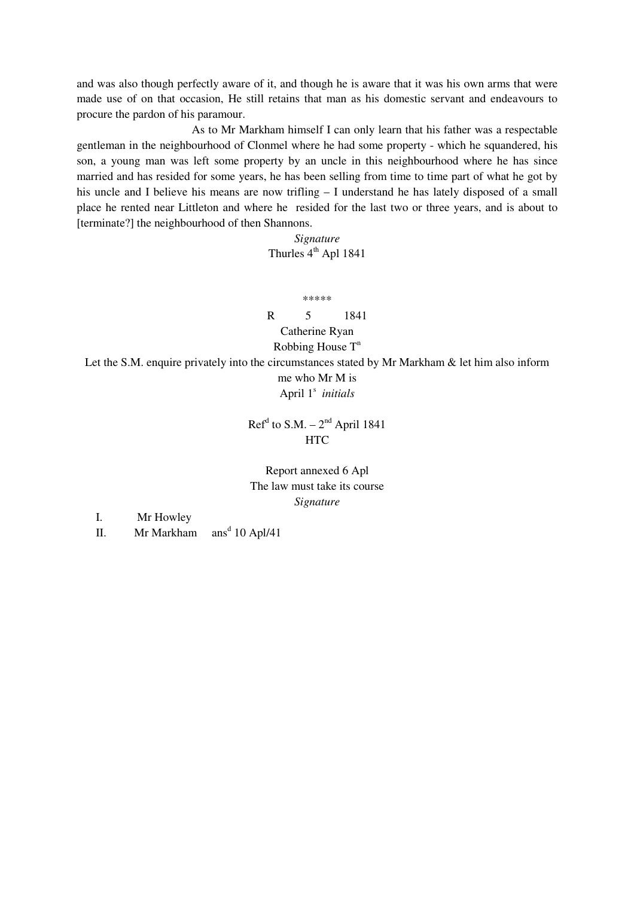and was also though perfectly aware of it, and though he is aware that it was his own arms that were made use of on that occasion, He still retains that man as his domestic servant and endeavours to procure the pardon of his paramour.

As to Mr Markham himself I can only learn that his father was a respectable gentleman in the neighbourhood of Clonmel where he had some property - which he squandered, his son, a young man was left some property by an uncle in this neighbourhood where he has since married and has resided for some years, he has been selling from time to time part of what he got by his uncle and I believe his means are now trifling – I understand he has lately disposed of a small place he rented near Littleton and where he resided for the last two or three years, and is about to [terminate?] the neighbourhood of then Shannons.

*Signature*
Thurles 4th Apl 1841

\*\*\*\*\*

R 5 1841
Catherine Ryan
Robbing House Tn

Let the S.M. enquire privately into the circumstances stated by Mr Markham & let him also inform me who Mr M is
April 1s *initials*

Refd to S.M. – 2nd April 1841
HTC

Report annexed 6 Apl
The law must take its course
*Signature*

I. Mr Howley
II. Mr Markham ansd 10 Apl/41